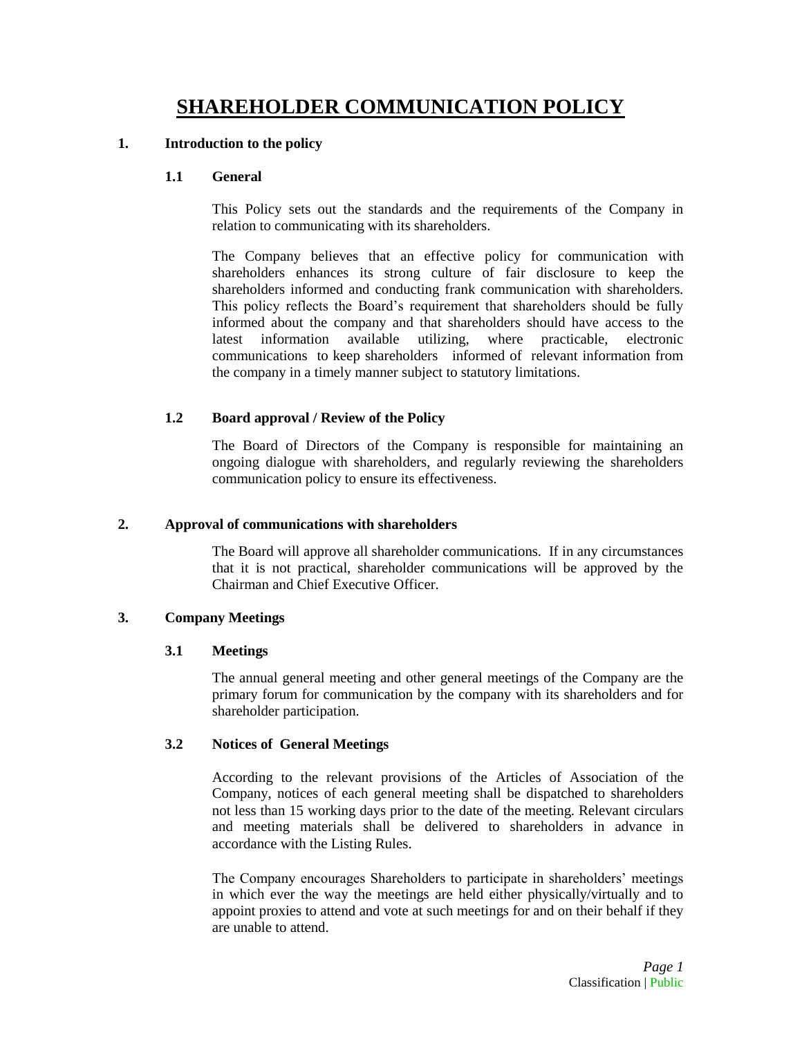# SHAREHOLDER COMMUNICATION POLICY

## 1. Introduction to the policy

### 1.1 General

This Policy sets out the standards and the requirements of the Company in relation to communicating with its shareholders.

The Company believes that an effective policy for communication with shareholders enhances its strong culture of fair disclosure to keep the shareholders informed and conducting frank communication with shareholders. This policy reflects the Board's requirement that shareholders should be fully informed about the company and that shareholders should have access to the latest information available utilizing, where practicable, electronic communications to keep shareholders informed of relevant information from the company in a timely manner subject to statutory limitations.

### 1.2 Board approval / Review of the Policy

The Board of Directors of the Company is responsible for maintaining an ongoing dialogue with shareholders, and regularly reviewing the shareholders communication policy to ensure its effectiveness.

## 2. Approval of communications with shareholders

The Board will approve all shareholder communications. If in any circumstances that it is not practical, shareholder communications will be approved by the Chairman and Chief Executive Officer.

## 3. Company Meetings

### 3.1 Meetings

The annual general meeting and other general meetings of the Company are the primary forum for communication by the company with its shareholders and for shareholder participation.

### 3.2 Notices of General Meetings

According to the relevant provisions of the Articles of Association of the Company, notices of each general meeting shall be dispatched to shareholders not less than 15 working days prior to the date of the meeting. Relevant circulars and meeting materials shall be delivered to shareholders in advance in accordance with the Listing Rules.

The Company encourages Shareholders to participate in shareholders' meetings in which ever the way the meetings are held either physically/virtually and to appoint proxies to attend and vote at such meetings for and on their behalf if they are unable to attend.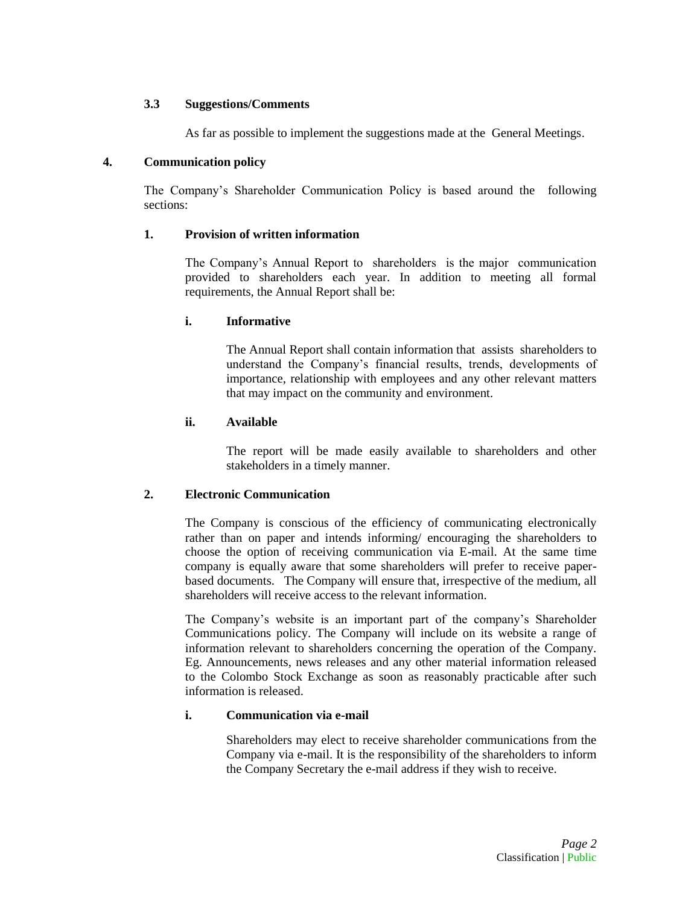### 3.3 Suggestions/Comments

As far as possible to implement the suggestions made at the General Meetings.

## 4. Communication policy

The Company's Shareholder Communication Policy is based around the following sections:

### 1. Provision of written information

The Company's Annual Report to shareholders is the major communication provided to shareholders each year. In addition to meeting all formal requirements, the Annual Report shall be:

#### i. Informative

The Annual Report shall contain information that assists shareholders to understand the Company's financial results, trends, developments of importance, relationship with employees and any other relevant matters that may impact on the community and environment.

#### ii. Available

The report will be made easily available to shareholders and other stakeholders in a timely manner.

### 2. Electronic Communication

The Company is conscious of the efficiency of communicating electronically rather than on paper and intends informing/ encouraging the shareholders to choose the option of receiving communication via E-mail. At the same time company is equally aware that some shareholders will prefer to receive paper-based documents. The Company will ensure that, irrespective of the medium, all shareholders will receive access to the relevant information.

The Company's website is an important part of the company's Shareholder Communications policy. The Company will include on its website a range of information relevant to shareholders concerning the operation of the Company. Eg. Announcements, news releases and any other material information released to the Colombo Stock Exchange as soon as reasonably practicable after such information is released.

#### i. Communication via e-mail

Shareholders may elect to receive shareholder communications from the Company via e-mail. It is the responsibility of the shareholders to inform the Company Secretary the e-mail address if they wish to receive.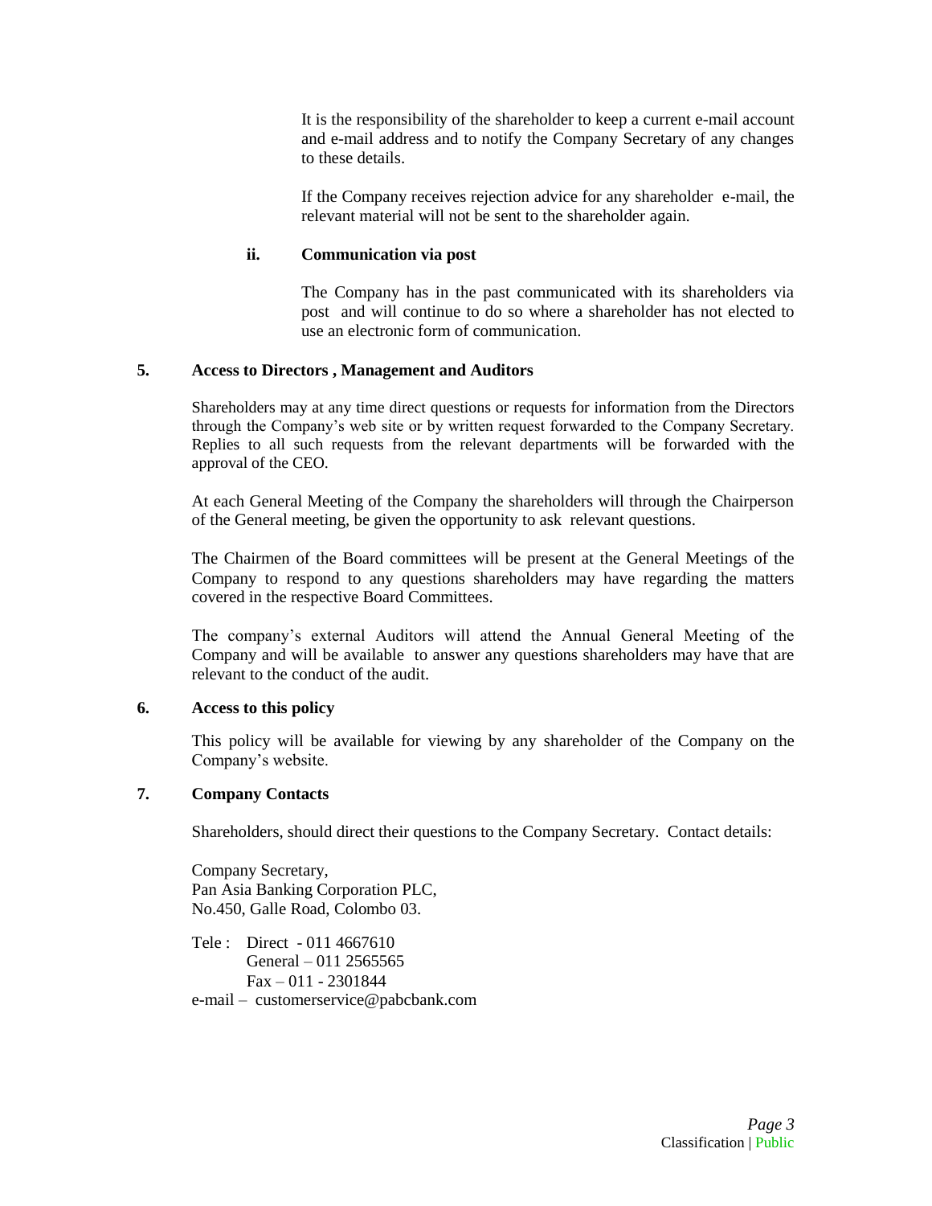It is the responsibility of the shareholder to keep a current e-mail account and e-mail address and to notify the Company Secretary of any changes to these details.

If the Company receives rejection advice for any shareholder e-mail, the relevant material will not be sent to the shareholder again.

**ii. Communication via post**

The Company has in the past communicated with its shareholders via post and will continue to do so where a shareholder has not elected to use an electronic form of communication.

## 5. Access to Directors , Management and Auditors

Shareholders may at any time direct questions or requests for information from the Directors through the Company's web site or by written request forwarded to the Company Secretary. Replies to all such requests from the relevant departments will be forwarded with the approval of the CEO.

At each General Meeting of the Company the shareholders will through the Chairperson of the General meeting, be given the opportunity to ask relevant questions.

The Chairmen of the Board committees will be present at the General Meetings of the Company to respond to any questions shareholders may have regarding the matters covered in the respective Board Committees.

The company's external Auditors will attend the Annual General Meeting of the Company and will be available to answer any questions shareholders may have that are relevant to the conduct of the audit.

## 6. Access to this policy

This policy will be available for viewing by any shareholder of the Company on the Company's website.

## 7. Company Contacts

Shareholders, should direct their questions to the Company Secretary. Contact details:

Company Secretary,
Pan Asia Banking Corporation PLC,
No.450, Galle Road, Colombo 03.

Tele : Direct - 011 4667610
General – 011 2565565
Fax – 011 - 2301844
e-mail – customerservice@pabcbank.com

Classification | Public